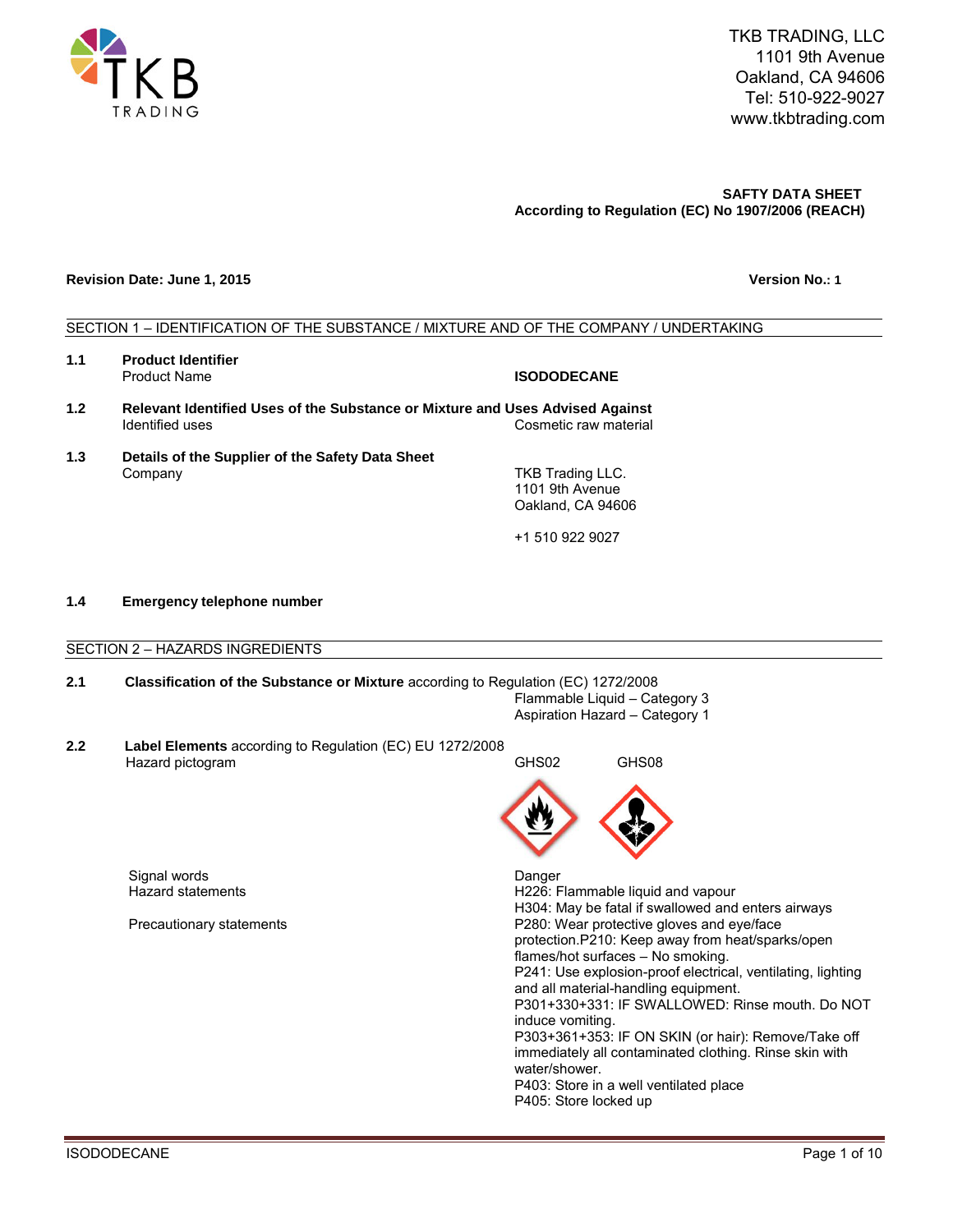TKB TRADING, LLC
1101 9th Avenue
Oakland, CA 94606
Tel: 510-922-9027
www.tkbtrading.com

**SAFTY DATA SHEET**
**According to Regulation (EC) No 1907/2006 (REACH)**

**Revision Date: June 1, 2015** **Version No.: 1**

## SECTION 1 – IDENTIFICATION OF THE SUBSTANCE / MIXTURE AND OF THE COMPANY / UNDERTAKING

**1.1 Product Identifier**

Product Name: **ISODODECANE**

**1.2 Relevant Identified Uses of the Substance or Mixture and Uses Advised Against**

Identified uses: Cosmetic raw material

**1.3 Details of the Supplier of the Safety Data Sheet**

Company:
TKB Trading LLC.
1101 9th Avenue
Oakland, CA 94606

+1 510 922 9027

**1.4 Emergency telephone number**

## SECTION 2 – HAZARDS INGREDIENTS

**2.1 Classification of the Substance or Mixture** according to Regulation (EC) 1272/2008

Flammable Liquid – Category 3
Aspiration Hazard – Category 1

**2.2 Label Elements** according to Regulation (EC) EU 1272/2008

Hazard pictogram: GHS02 GHS08

Signal words: Danger

Hazard statements:
H226: Flammable liquid and vapour
H304: May be fatal if swallowed and enters airways

Precautionary statements:
P280: Wear protective gloves and eye/face protection.P210: Keep away from heat/sparks/open flames/hot surfaces – No smoking.
P241: Use explosion-proof electrical, ventilating, lighting and all material-handling equipment.
P301+330+331: IF SWALLOWED: Rinse mouth. Do NOT induce vomiting.
P303+361+353: IF ON SKIN (or hair): Remove/Take off immediately all contaminated clothing. Rinse skin with water/shower.
P403: Store in a well ventilated place
P405: Store locked up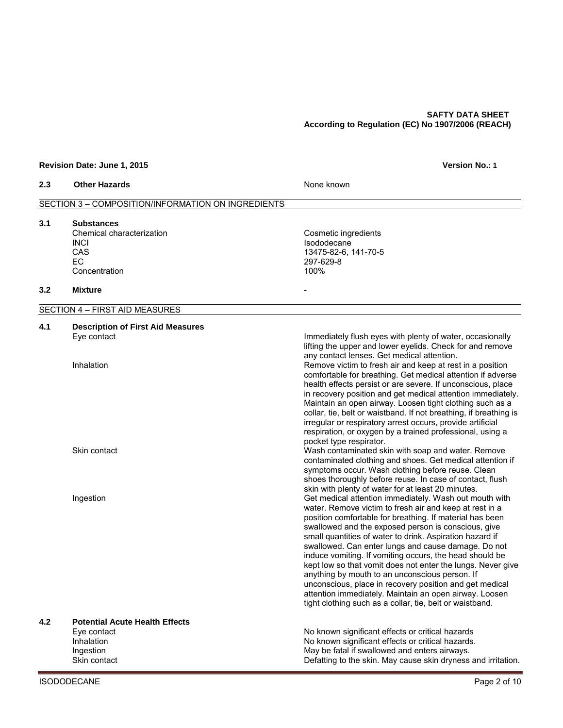**SAFTY DATA SHEET**
**According to Regulation (EC) No 1907/2006 (REACH)**

**Revision Date: June 1, 2015** **Version No.: 1**

| | | |
|---|---|---|
| **2.3** | **Other Hazards** | None known |

## SECTION 3 – COMPOSITION/INFORMATION ON INGREDIENTS

| | | |
|---|---|---|
| **3.1** | **Substances** | |
| | Chemical characterization | Cosmetic ingredients |
| | INCI | Isododecane |
| | CAS | 13475-82-6, 141-70-5 |
| | EC | 297-629-8 |
| | Concentration | 100% |
| **3.2** | **Mixture** | - |

## SECTION 4 – FIRST AID MEASURES

| | | |
|---|---|---|
| **4.1** | **Description of First Aid Measures** | |
| | Eye contact | Immediately flush eyes with plenty of water, occasionally lifting the upper and lower eyelids. Check for and remove any contact lenses. Get medical attention. |
| | Inhalation | Remove victim to fresh air and keep at rest in a position comfortable for breathing. Get medical attention if adverse health effects persist or are severe. If unconscious, place in recovery position and get medical attention immediately. Maintain an open airway. Loosen tight clothing such as a collar, tie, belt or waistband. If not breathing, if breathing is irregular or respiratory arrest occurs, provide artificial respiration, or oxygen by a trained professional, using a pocket type respirator. |
| | Skin contact | Wash contaminated skin with soap and water. Remove contaminated clothing and shoes. Get medical attention if symptoms occur. Wash clothing before reuse. Clean shoes thoroughly before reuse. In case of contact, flush skin with plenty of water for at least 20 minutes. |
| | Ingestion | Get medical attention immediately. Wash out mouth with water. Remove victim to fresh air and keep at rest in a position comfortable for breathing. If material has been swallowed and the exposed person is conscious, give small quantities of water to drink. Aspiration hazard if swallowed. Can enter lungs and cause damage. Do not induce vomiting. If vomiting occurs, the head should be kept low so that vomit does not enter the lungs. Never give anything by mouth to an unconscious person. If unconscious, place in recovery position and get medical attention immediately. Maintain an open airway. Loosen tight clothing such as a collar, tie, belt or waistband. |
| **4.2** | **Potential Acute Health Effects** | |
| | Eye contact | No known significant effects or critical hazards |
| | Inhalation | No known significant effects or critical hazards. |
| | Ingestion | May be fatal if swallowed and enters airways. |
| | Skin contact | Defatting to the skin. May cause skin dryness and irritation. |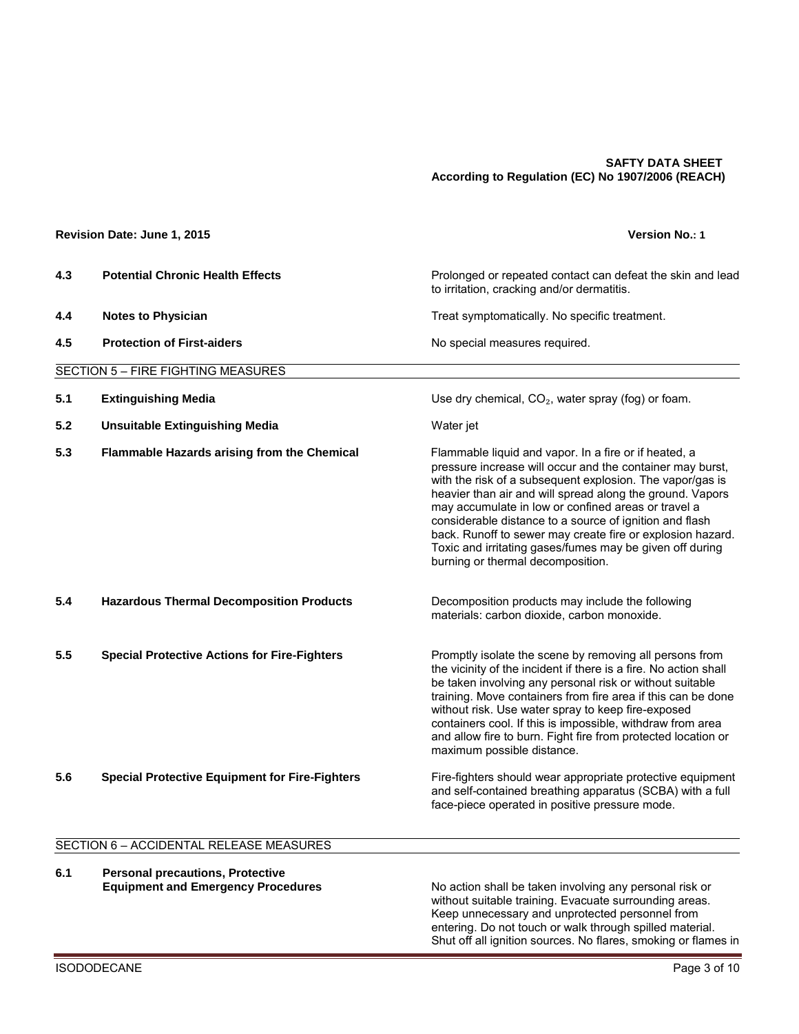**SAFTY DATA SHEET**
**According to Regulation (EC) No 1907/2006 (REACH)**

**Revision Date: June 1, 2015** **Version No.: 1**

| | | |
|---|---|---|
| **4.3** | **Potential Chronic Health Effects** | Prolonged or repeated contact can defeat the skin and lead to irritation, cracking and/or dermatitis. |
| **4.4** | **Notes to Physician** | Treat symptomatically. No specific treatment. |
| **4.5** | **Protection of First-aiders** | No special measures required. |

## SECTION 5 – FIRE FIGHTING MEASURES

| | | |
|---|---|---|
| **5.1** | **Extinguishing Media** | Use dry chemical, $CO_2$, water spray (fog) or foam. |
| **5.2** | **Unsuitable Extinguishing Media** | Water jet |
| **5.3** | **Flammable Hazards arising from the Chemical** | Flammable liquid and vapor. In a fire or if heated, a pressure increase will occur and the container may burst, with the risk of a subsequent explosion. The vapor/gas is heavier than air and will spread along the ground. Vapors may accumulate in low or confined areas or travel a considerable distance to a source of ignition and flash back. Runoff to sewer may create fire or explosion hazard. Toxic and irritating gases/fumes may be given off during burning or thermal decomposition. |
| **5.4** | **Hazardous Thermal Decomposition Products** | Decomposition products may include the following materials: carbon dioxide, carbon monoxide. |
| **5.5** | **Special Protective Actions for Fire-Fighters** | Promptly isolate the scene by removing all persons from the vicinity of the incident if there is a fire. No action shall be taken involving any personal risk or without suitable training. Move containers from fire area if this can be done without risk. Use water spray to keep fire-exposed containers cool. If this is impossible, withdraw from area and allow fire to burn. Fight fire from protected location or maximum possible distance. |
| **5.6** | **Special Protective Equipment for Fire-Fighters** | Fire-fighters should wear appropriate protective equipment and self-contained breathing apparatus (SCBA) with a full face-piece operated in positive pressure mode. |

## SECTION 6 – ACCIDENTAL RELEASE MEASURES

| | | |
|---|---|---|
| **6.1** | **Personal precautions, Protective Equipment and Emergency Procedures** | No action shall be taken involving any personal risk or without suitable training. Evacuate surrounding areas. Keep unnecessary and unprotected personnel from entering. Do not touch or walk through spilled material. Shut off all ignition sources. No flares, smoking or flames in |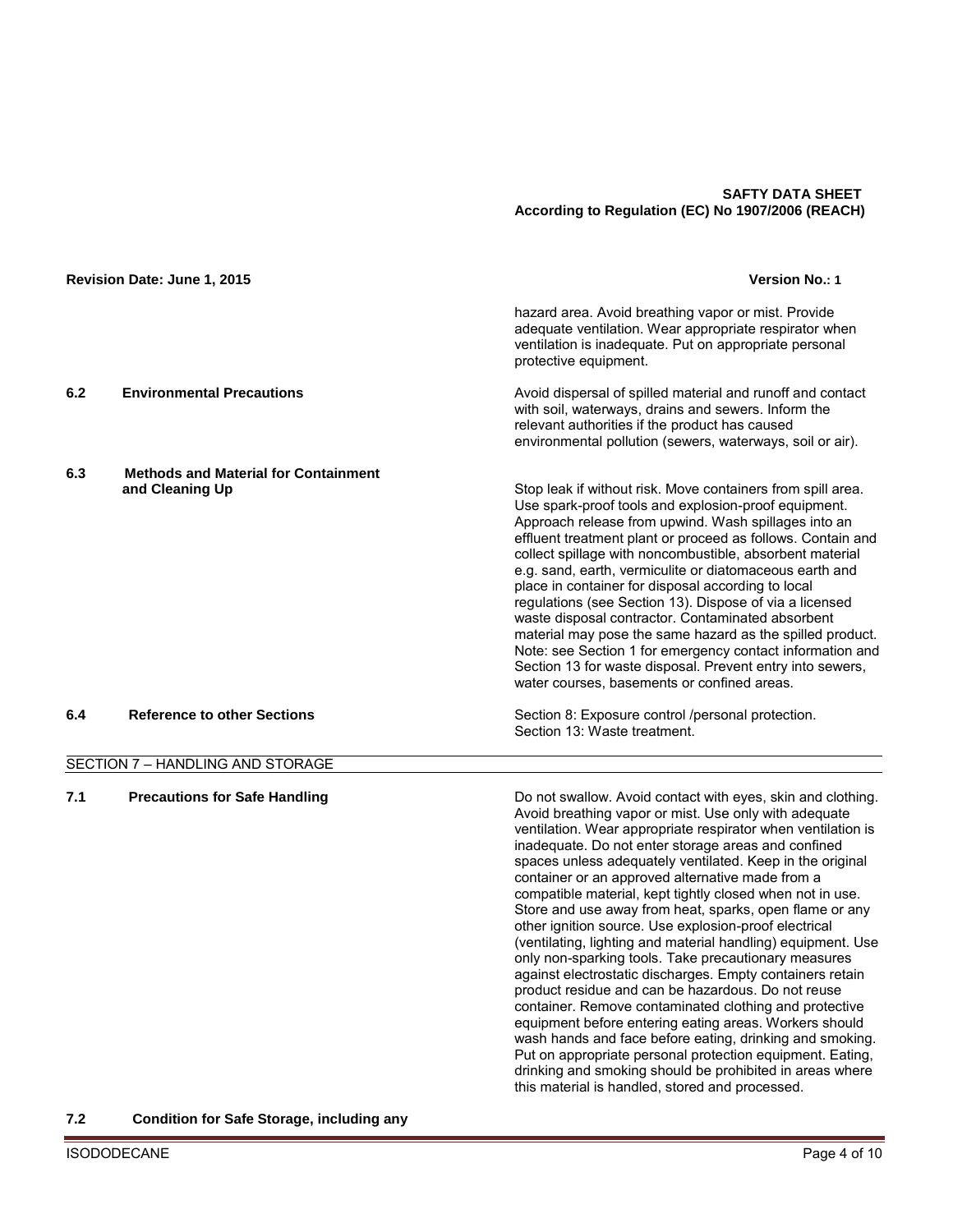hazard area. Avoid breathing vapor or mist. Provide adequate ventilation. Wear appropriate respirator when ventilation is inadequate. Put on appropriate personal protective equipment.

**6.2 Environmental Precautions**

Avoid dispersal of spilled material and runoff and contact with soil, waterways, drains and sewers. Inform the relevant authorities if the product has caused environmental pollution (sewers, waterways, soil or air).

**6.3 Methods and Material for Containment and Cleaning Up**

Stop leak if without risk. Move containers from spill area. Use spark-proof tools and explosion-proof equipment. Approach release from upwind. Wash spillages into an effluent treatment plant or proceed as follows. Contain and collect spillage with noncombustible, absorbent material e.g. sand, earth, vermiculite or diatomaceous earth and place in container for disposal according to local regulations (see Section 13). Dispose of via a licensed waste disposal contractor. Contaminated absorbent material may pose the same hazard as the spilled product. Note: see Section 1 for emergency contact information and Section 13 for waste disposal. Prevent entry into sewers, water courses, basements or confined areas.

**6.4 Reference to other Sections**

Section 8: Exposure control /personal protection.
Section 13: Waste treatment.

## SECTION 7 – HANDLING AND STORAGE

**7.1 Precautions for Safe Handling**

Do not swallow. Avoid contact with eyes, skin and clothing. Avoid breathing vapor or mist. Use only with adequate ventilation. Wear appropriate respirator when ventilation is inadequate. Do not enter storage areas and confined spaces unless adequately ventilated. Keep in the original container or an approved alternative made from a compatible material, kept tightly closed when not in use. Store and use away from heat, sparks, open flame or any other ignition source. Use explosion-proof electrical (ventilating, lighting and material handling) equipment. Use only non-sparking tools. Take precautionary measures against electrostatic discharges. Empty containers retain product residue and can be hazardous. Do not reuse container. Remove contaminated clothing and protective equipment before entering eating areas. Workers should wash hands and face before eating, drinking and smoking. Put on appropriate personal protection equipment. Eating, drinking and smoking should be prohibited in areas where this material is handled, stored and processed.

**7.2 Condition for Safe Storage, including any**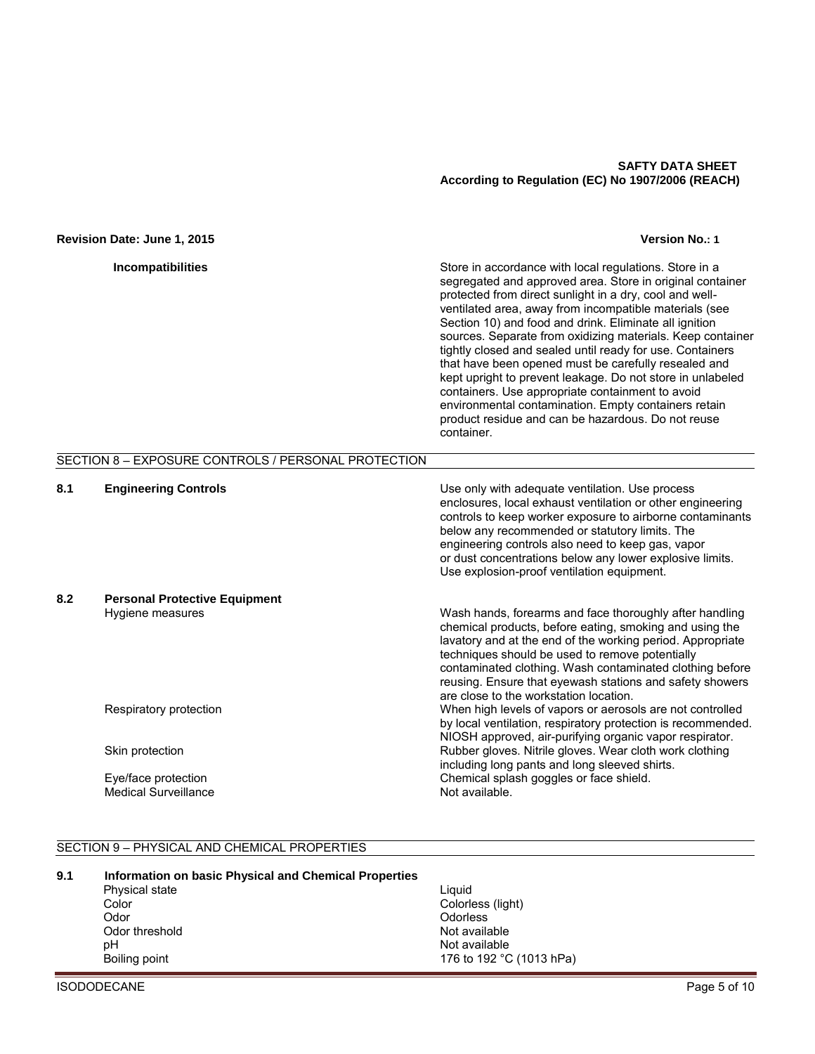**Incompatibilities** Store in accordance with local regulations. Store in a segregated and approved area. Store in original container protected from direct sunlight in a dry, cool and well-ventilated area, away from incompatible materials (see Section 10) and food and drink. Eliminate all ignition sources. Separate from oxidizing materials. Keep container tightly closed and sealed until ready for use. Containers that have been opened must be carefully resealed and kept upright to prevent leakage. Do not store in unlabeled containers. Use appropriate containment to avoid environmental contamination. Empty containers retain product residue and can be hazardous. Do not reuse container.

## SECTION 8 – EXPOSURE CONTROLS / PERSONAL PROTECTION

**8.1 Engineering Controls**

Use only with adequate ventilation. Use process enclosures, local exhaust ventilation or other engineering controls to keep worker exposure to airborne contaminants below any recommended or statutory limits. The engineering controls also need to keep gas, vapor or dust concentrations below any lower explosive limits. Use explosion-proof ventilation equipment.

**8.2 Personal Protective Equipment**

| | |
|---|---|
| Hygiene measures | Wash hands, forearms and face thoroughly after handling chemical products, before eating, smoking and using the lavatory and at the end of the working period. Appropriate techniques should be used to remove potentially contaminated clothing. Wash contaminated clothing before reusing. Ensure that eyewash stations and safety showers are close to the workstation location. |
| Respiratory protection | When high levels of vapors or aerosols are not controlled by local ventilation, respiratory protection is recommended. NIOSH approved, air-purifying organic vapor respirator. |
| Skin protection | Rubber gloves. Nitrile gloves. Wear cloth work clothing including long pants and long sleeved shirts. |
| Eye/face protection | Chemical splash goggles or face shield. |
| Medical Surveillance | Not available. |

## SECTION 9 – PHYSICAL AND CHEMICAL PROPERTIES

**9.1 Information on basic Physical and Chemical Properties**

| | |
|---|---|
| Physical state | Liquid |
| Color | Colorless (light) |
| Odor | Odorless |
| Odor threshold | Not available |
| pH | Not available |
| Boiling point | 176 to 192 °C (1013 hPa) |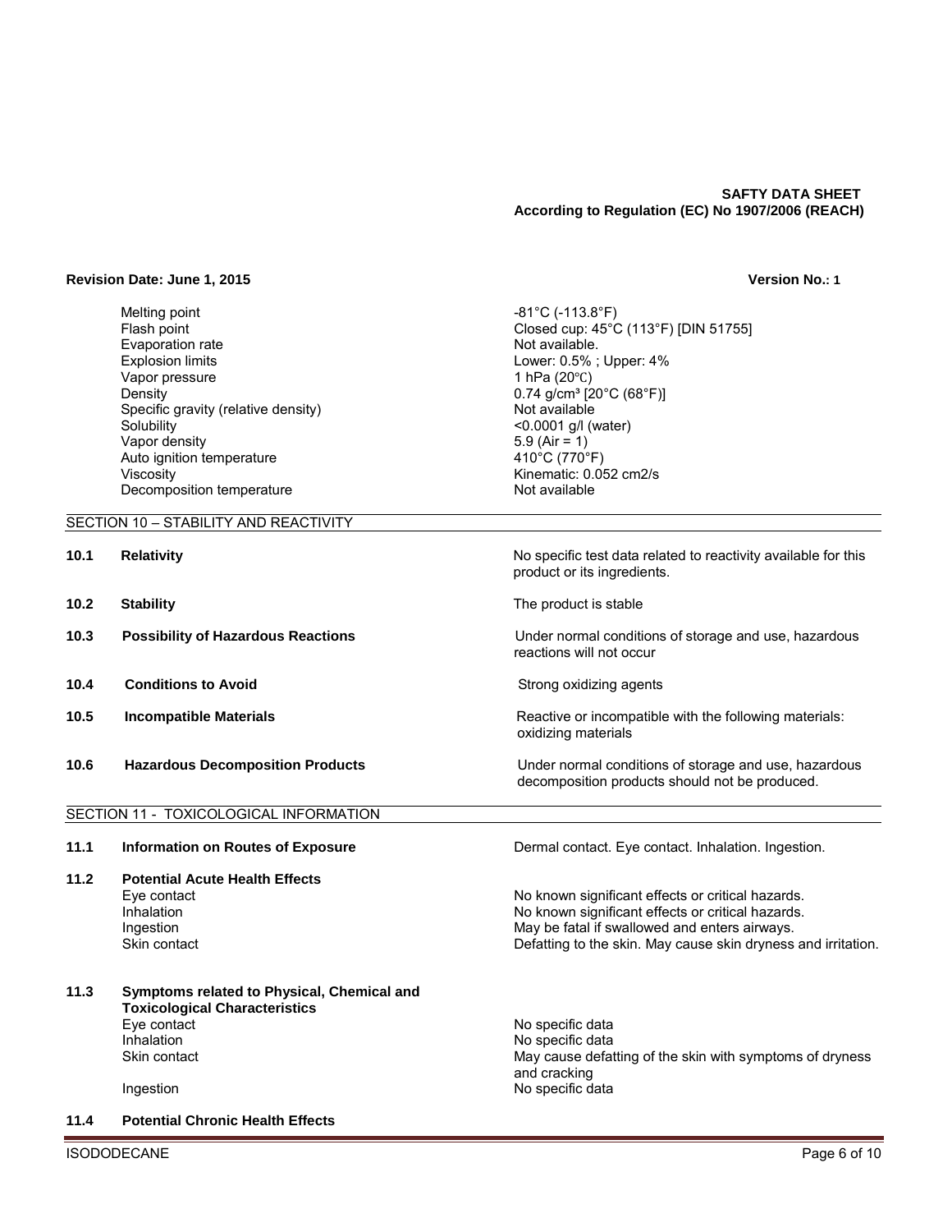**SAFTY DATA SHEET**
**According to Regulation (EC) No 1907/2006 (REACH)**

**Revision Date: June 1, 2015** **Version No.: 1**

| | |
|---|---|
| Melting point | -81°C (-113.8°F) |
| Flash point | Closed cup: 45°C (113°F) [DIN 51755] |
| Evaporation rate | Not available. |
| Explosion limits | Lower: 0.5% ; Upper: 4% |
| Vapor pressure | 1 hPa (20℃) |
| Density | 0.74 g/cm³ [20°C (68°F)] |
| Specific gravity (relative density) | Not available |
| Solubility | <0.0001 g/l (water) |
| Vapor density | 5.9 (Air = 1) |
| Auto ignition temperature | 410°C (770°F) |
| Viscosity | Kinematic: 0.052 cm2/s |
| Decomposition temperature | Not available |

## SECTION 10 – STABILITY AND REACTIVITY

| | | |
|---|---|---|
| **10.1** | **Relativity** | No specific test data related to reactivity available for this product or its ingredients. |
| **10.2** | **Stability** | The product is stable |
| **10.3** | **Possibility of Hazardous Reactions** | Under normal conditions of storage and use, hazardous reactions will not occur |
| **10.4** | **Conditions to Avoid** | Strong oxidizing agents |
| **10.5** | **Incompatible Materials** | Reactive or incompatible with the following materials: oxidizing materials |
| **10.6** | **Hazardous Decomposition Products** | Under normal conditions of storage and use, hazardous decomposition products should not be produced. |

## SECTION 11 - TOXICOLOGICAL INFORMATION

**11.1 Information on Routes of Exposure** — Dermal contact. Eye contact. Inhalation. Ingestion.

**11.2 Potential Acute Health Effects**

| | |
|---|---|
| Eye contact | No known significant effects or critical hazards. |
| Inhalation | No known significant effects or critical hazards. |
| Ingestion | May be fatal if swallowed and enters airways. |
| Skin contact | Defatting to the skin. May cause skin dryness and irritation. |

**11.3 Symptoms related to Physical, Chemical and Toxicological Characteristics**

| | |
|---|---|
| Eye contact | No specific data |
| Inhalation | No specific data |
| Skin contact | May cause defatting of the skin with symptoms of dryness and cracking |
| Ingestion | No specific data |

**11.4 Potential Chronic Health Effects**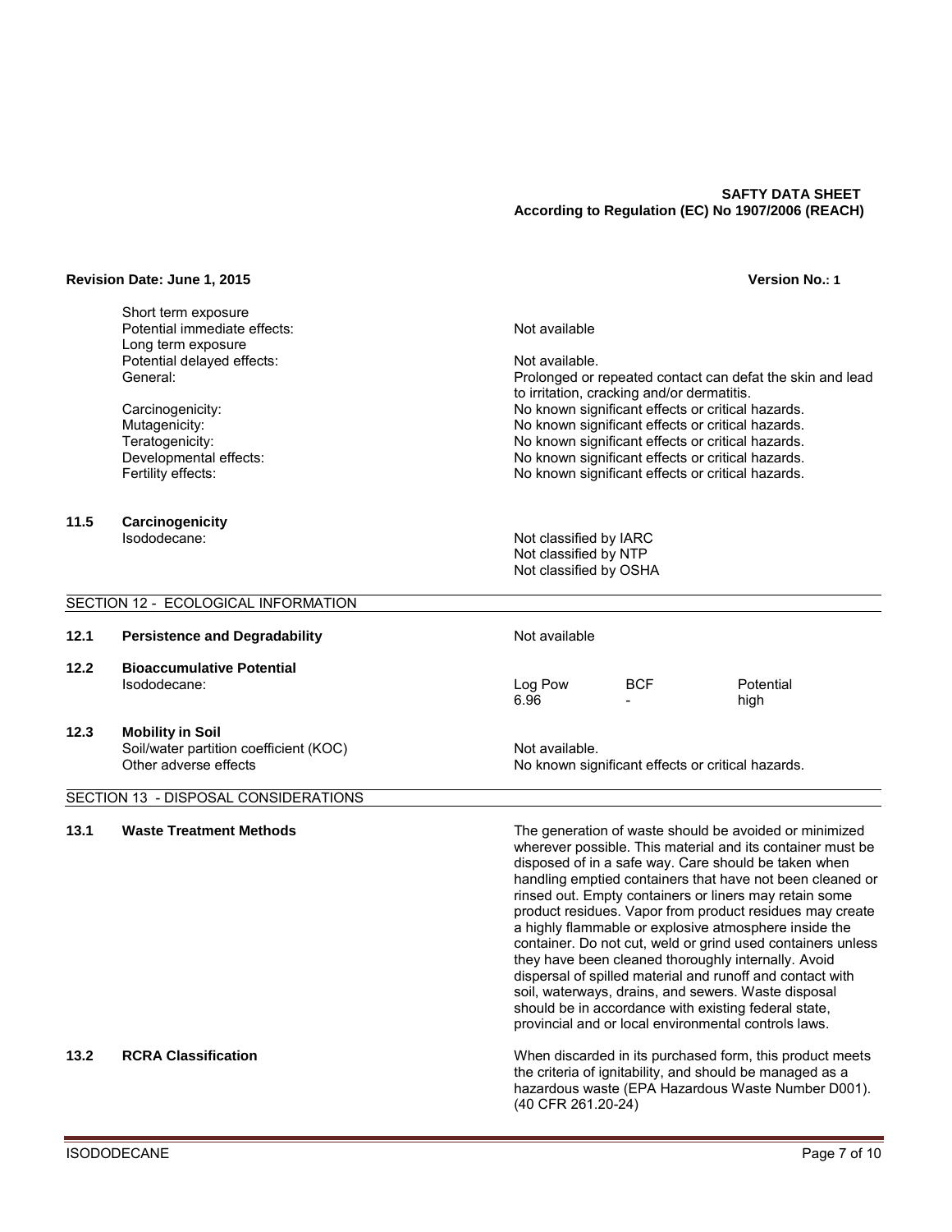| | |
|---|---|
| Short term exposure | |
| Potential immediate effects: | Not available |
| Long term exposure | |
| Potential delayed effects: | Not available. |
| General: | Prolonged or repeated contact can defat the skin and lead to irritation, cracking and/or dermatitis. |
| Carcinogenicity: | No known significant effects or critical hazards. |
| Mutagenicity: | No known significant effects or critical hazards. |
| Teratogenicity: | No known significant effects or critical hazards. |
| Developmental effects: | No known significant effects or critical hazards. |
| Fertility effects: | No known significant effects or critical hazards. |

**11.5 Carcinogenicity**

Isododecane:

Not classified by IARC
Not classified by NTP
Not classified by OSHA

## SECTION 12 - ECOLOGICAL INFORMATION

**12.1 Persistence and Degradability** — Not available

**12.2 Bioaccumulative Potential**

| | Log Pow | BCF | Potential |
|---|---|---|---|
| Isododecane: | 6.96 | - | high |

**12.3 Mobility in Soil**

| | |
|---|---|
| Soil/water partition coefficient (KOC) | Not available. |
| Other adverse effects | No known significant effects or critical hazards. |

## SECTION 13 - DISPOSAL CONSIDERATIONS

**13.1 Waste Treatment Methods**

The generation of waste should be avoided or minimized wherever possible. This material and its container must be disposed of in a safe way. Care should be taken when handling emptied containers that have not been cleaned or rinsed out. Empty containers or liners may retain some product residues. Vapor from product residues may create a highly flammable or explosive atmosphere inside the container. Do not cut, weld or grind used containers unless they have been cleaned thoroughly internally. Avoid dispersal of spilled material and runoff and contact with soil, waterways, drains, and sewers. Waste disposal should be in accordance with existing federal state, provincial and or local environmental controls laws.

**13.2 RCRA Classification**

When discarded in its purchased form, this product meets the criteria of ignitability, and should be managed as a hazardous waste (EPA Hazardous Waste Number D001). (40 CFR 261.20-24)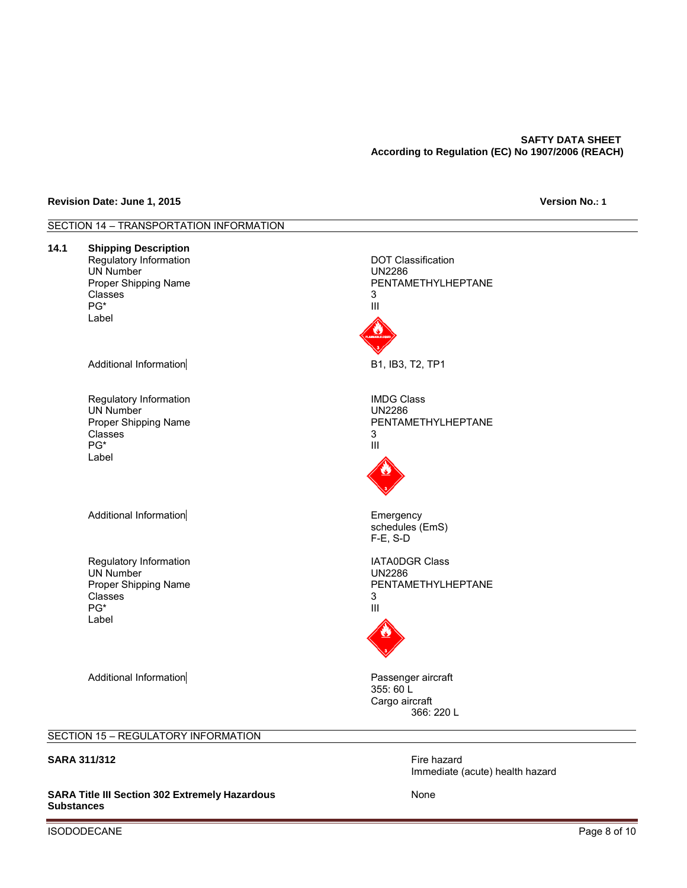**SAFTY DATA SHEET**
**According to Regulation (EC) No 1907/2006 (REACH)**

**Revision Date: June 1, 2015** **Version No.: 1**

## SECTION 14 – TRANSPORTATION INFORMATION

**14.1 Shipping Description**

| | |
|---|---|
| Regulatory Information | DOT Classification |
| UN Number | UN2286 |
| Proper Shipping Name | PENTAMETHYLHEPTANE |
| Classes | 3 |
| PG* | III |
| Label | |
| Additional Information | B1, IB3, T2, TP1 |

| | |
|---|---|
| Regulatory Information | IMDG Class |
| UN Number | UN2286 |
| Proper Shipping Name | PENTAMETHYLHEPTANE |
| Classes | 3 |
| PG* | III |
| Label | |
| Additional Information | Emergency schedules (EmS) F-E, S-D |

| | |
|---|---|
| Regulatory Information | IATA0DGR Class |
| UN Number | UN2286 |
| Proper Shipping Name | PENTAMETHYLHEPTANE |
| Classes | 3 |
| PG* | III |
| Label | |
| Additional Information | Passenger aircraft 355: 60 L<br>Cargo aircraft 366: 220 L |

## SECTION 15 – REGULATORY INFORMATION

| | |
|---|---|
| **SARA 311/312** | Fire hazard<br>Immediate (acute) health hazard |
| **SARA Title III Section 302 Extremely Hazardous Substances** | None |

ISODODECANE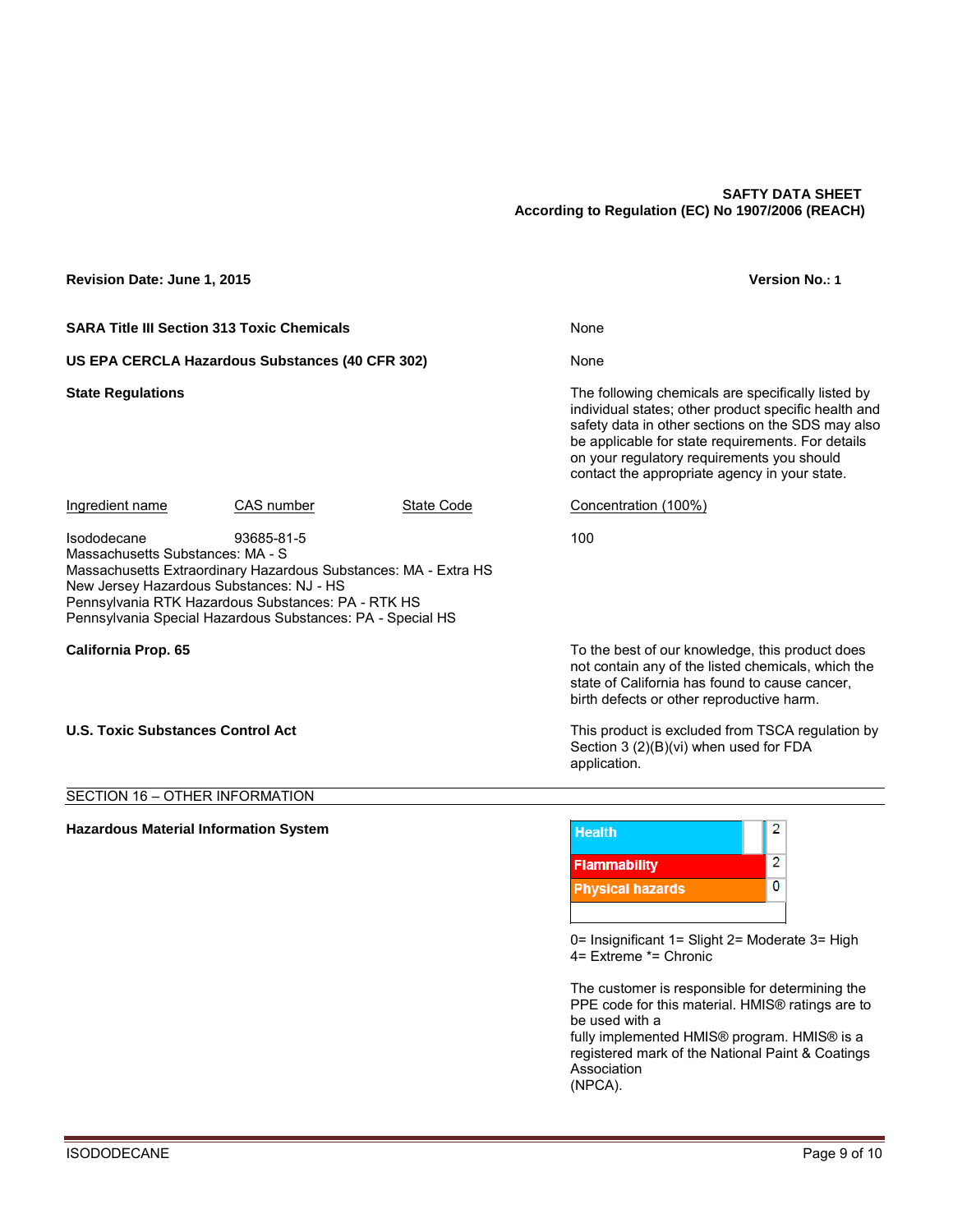**SAFTY DATA SHEET**
**According to Regulation (EC) No 1907/2006 (REACH)**

**Revision Date: June 1, 2015** | **Version No.: 1**

**SARA Title III Section 313 Toxic Chemicals** — None

**US EPA CERCLA Hazardous Substances (40 CFR 302)** — None

**State Regulations** — The following chemicals are specifically listed by individual states; other product specific health and safety data in other sections on the SDS may also be applicable for state requirements. For details on your regulatory requirements you should contact the appropriate agency in your state.

| Ingredient name | CAS number | State Code | Concentration (100%) |
|---|---|---|---|
| Isododecane | 93685-81-5 | | 100 |

Massachusetts Substances: MA - S
Massachusetts Extraordinary Hazardous Substances: MA - Extra HS
New Jersey Hazardous Substances: NJ - HS
Pennsylvania RTK Hazardous Substances: PA - RTK HS
Pennsylvania Special Hazardous Substances: PA - Special HS

**California Prop. 65** — To the best of our knowledge, this product does not contain any of the listed chemicals, which the state of California has found to cause cancer, birth defects or other reproductive harm.

**U.S. Toxic Substances Control Act** — This product is excluded from TSCA regulation by Section 3 (2)(B)(vi) when used for FDA application.

## SECTION 16 – OTHER INFORMATION

**Hazardous Material Information System**

| Hazard | Rating |
|---|---|
| Health | 2 |
| Flammability | 2 |
| Physical hazards | 0 |

0= Insignificant 1= Slight 2= Moderate 3= High 4= Extreme *= Chronic

The customer is responsible for determining the PPE code for this material. HMIS® ratings are to be used with a fully implemented HMIS® program. HMIS® is a registered mark of the National Paint & Coatings Association (NPCA).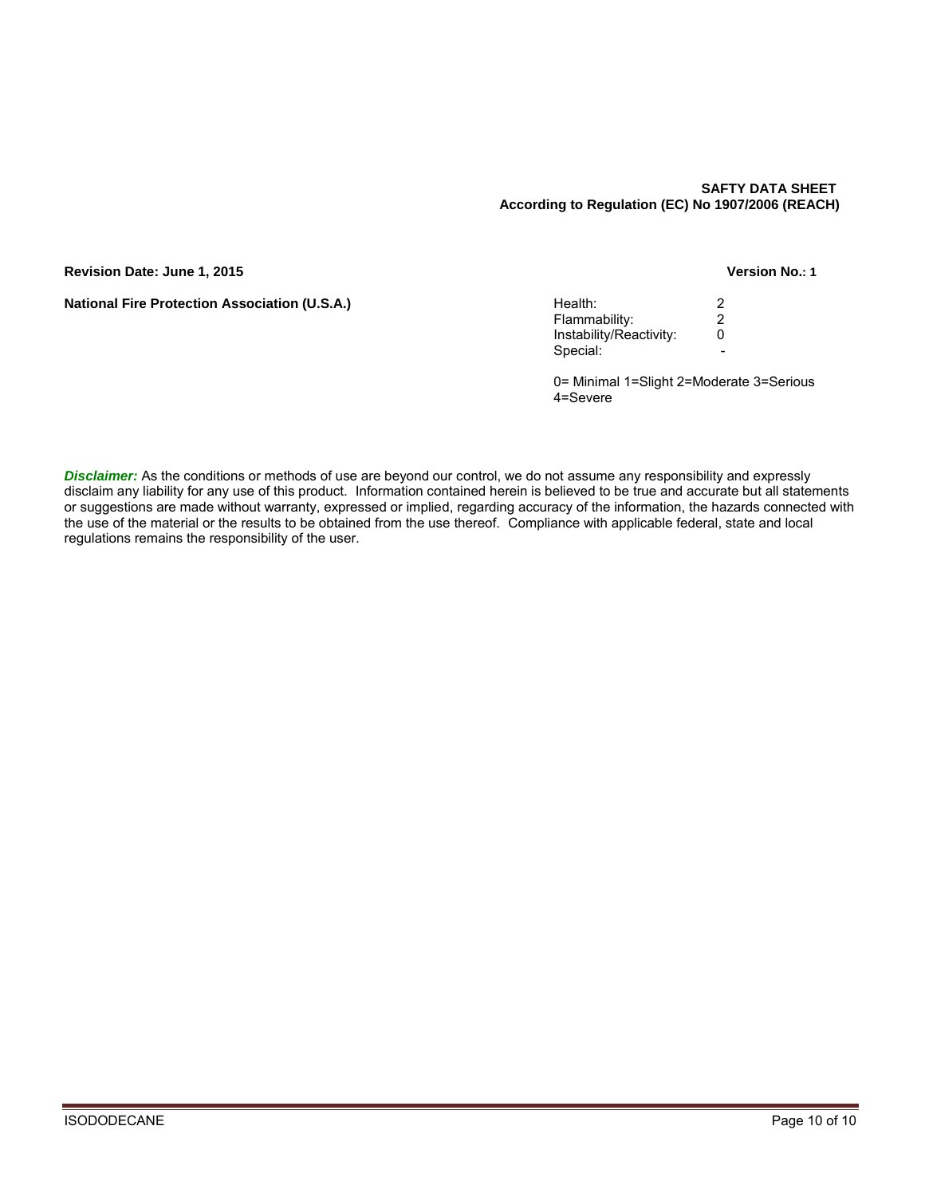**SAFTY DATA SHEET**
**According to Regulation (EC) No 1907/2006 (REACH)**

**Revision Date: June 1, 2015** **Version No.: 1**

**National Fire Protection Association (U.S.A.)**

| | |
|---|---|
| Health: | 2 |
| Flammability: | 2 |
| Instability/Reactivity: | 0 |
| Special: | - |

0= Minimal 1=Slight 2=Moderate 3=Serious 4=Severe

***Disclaimer:*** As the conditions or methods of use are beyond our control, we do not assume any responsibility and expressly disclaim any liability for any use of this product. Information contained herein is believed to be true and accurate but all statements or suggestions are made without warranty, expressed or implied, regarding accuracy of the information, the hazards connected with the use of the material or the results to be obtained from the use thereof. Compliance with applicable federal, state and local regulations remains the responsibility of the user.